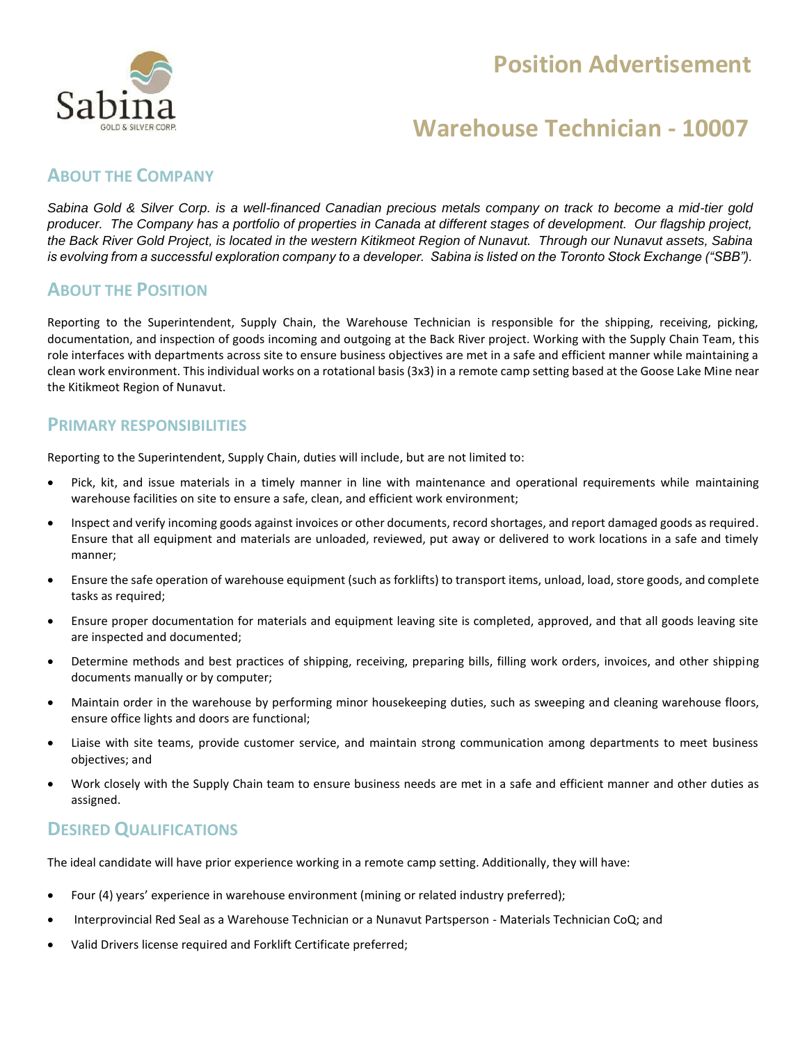# Position Advertisement

# Warehouse Technician - 10007

## About the Company

*Sabina Gold & Silver Corp. is a well-financed Canadian precious metals company on track to become a mid-tier gold producer. The Company has a portfolio of properties in Canada at different stages of development. Our flagship project, the Back River Gold Project, is located in the western Kitikmeot Region of Nunavut. Through our Nunavut assets, Sabina is evolving from a successful exploration company to a developer. Sabina is listed on the Toronto Stock Exchange ("SBB").*

## About the Position

Reporting to the Superintendent, Supply Chain, the Warehouse Technician is responsible for the shipping, receiving, picking, documentation, and inspection of goods incoming and outgoing at the Back River project. Working with the Supply Chain Team, this role interfaces with departments across site to ensure business objectives are met in a safe and efficient manner while maintaining a clean work environment. This individual works on a rotational basis (3x3) in a remote camp setting based at the Goose Lake Mine near the Kitikmeot Region of Nunavut.

## Primary Responsibilities

Reporting to the Superintendent, Supply Chain, duties will include, but are not limited to:

- Pick, kit, and issue materials in a timely manner in line with maintenance and operational requirements while maintaining warehouse facilities on site to ensure a safe, clean, and efficient work environment;
- Inspect and verify incoming goods against invoices or other documents, record shortages, and report damaged goods as required. Ensure that all equipment and materials are unloaded, reviewed, put away or delivered to work locations in a safe and timely manner;
- Ensure the safe operation of warehouse equipment (such as forklifts) to transport items, unload, load, store goods, and complete tasks as required;
- Ensure proper documentation for materials and equipment leaving site is completed, approved, and that all goods leaving site are inspected and documented;
- Determine methods and best practices of shipping, receiving, preparing bills, filling work orders, invoices, and other shipping documents manually or by computer;
- Maintain order in the warehouse by performing minor housekeeping duties, such as sweeping and cleaning warehouse floors, ensure office lights and doors are functional;
- Liaise with site teams, provide customer service, and maintain strong communication among departments to meet business objectives; and
- Work closely with the Supply Chain team to ensure business needs are met in a safe and efficient manner and other duties as assigned.

## Desired Qualifications

The ideal candidate will have prior experience working in a remote camp setting. Additionally, they will have:

- Four (4) years' experience in warehouse environment (mining or related industry preferred);
- Interprovincial Red Seal as a Warehouse Technician or a Nunavut Partsperson - Materials Technician CoQ; and
- Valid Drivers license required and Forklift Certificate preferred;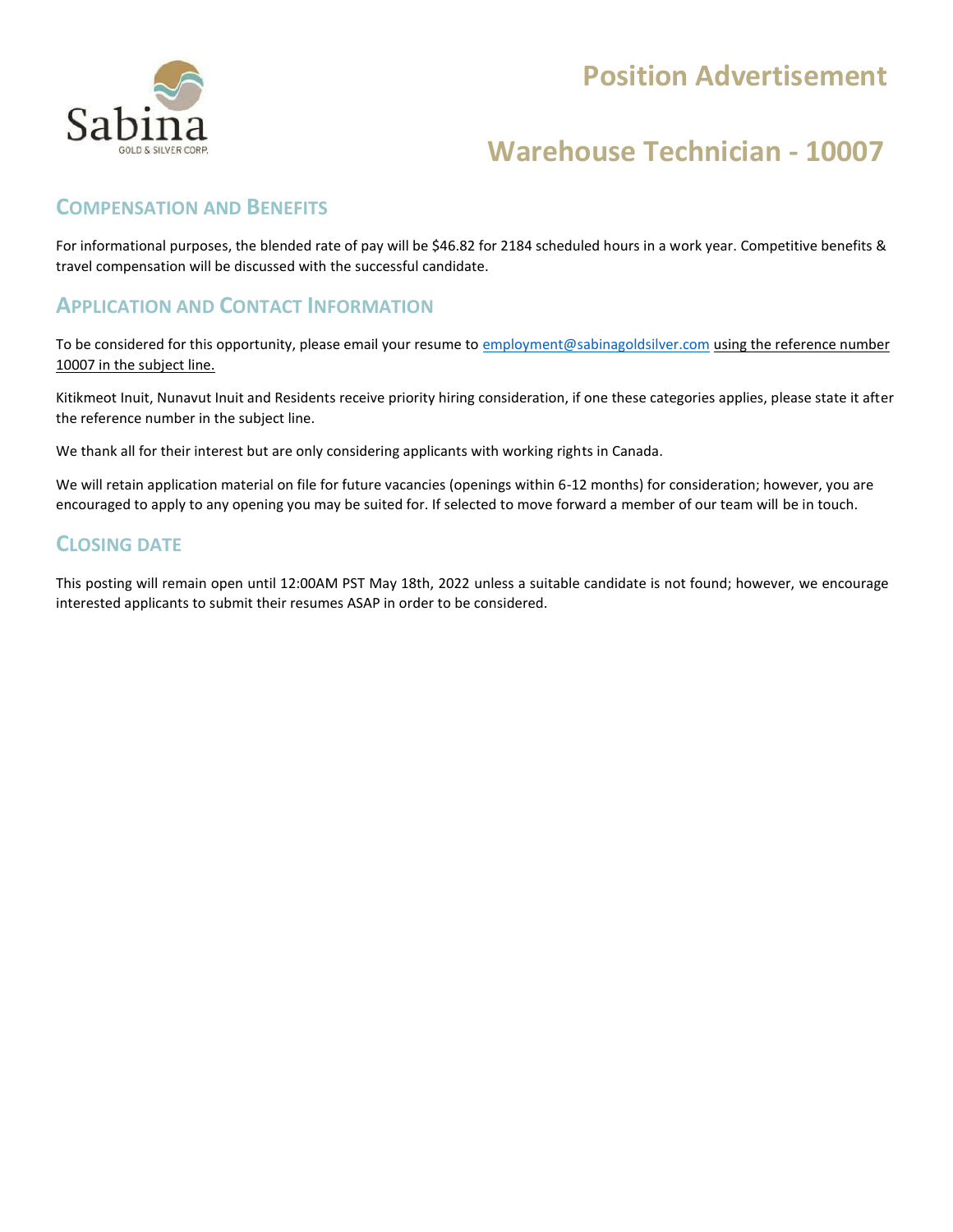# Position Advertisement

# Warehouse Technician - 10007

## Compensation and Benefits

For informational purposes, the blended rate of pay will be $46.82 for 2184 scheduled hours in a work year. Competitive benefits & travel compensation will be discussed with the successful candidate.

## Application and Contact Information

To be considered for this opportunity, please email your resume to employment@sabinagoldsilver.com using the reference number 10007 in the subject line.

Kitikmeot Inuit, Nunavut Inuit and Residents receive priority hiring consideration, if one these categories applies, please state it after the reference number in the subject line.

We thank all for their interest but are only considering applicants with working rights in Canada.

We will retain application material on file for future vacancies (openings within 6-12 months) for consideration; however, you are encouraged to apply to any opening you may be suited for. If selected to move forward a member of our team will be in touch.

## Closing Date

This posting will remain open until 12:00AM PST May 18th, 2022 unless a suitable candidate is not found; however, we encourage interested applicants to submit their resumes ASAP in order to be considered.